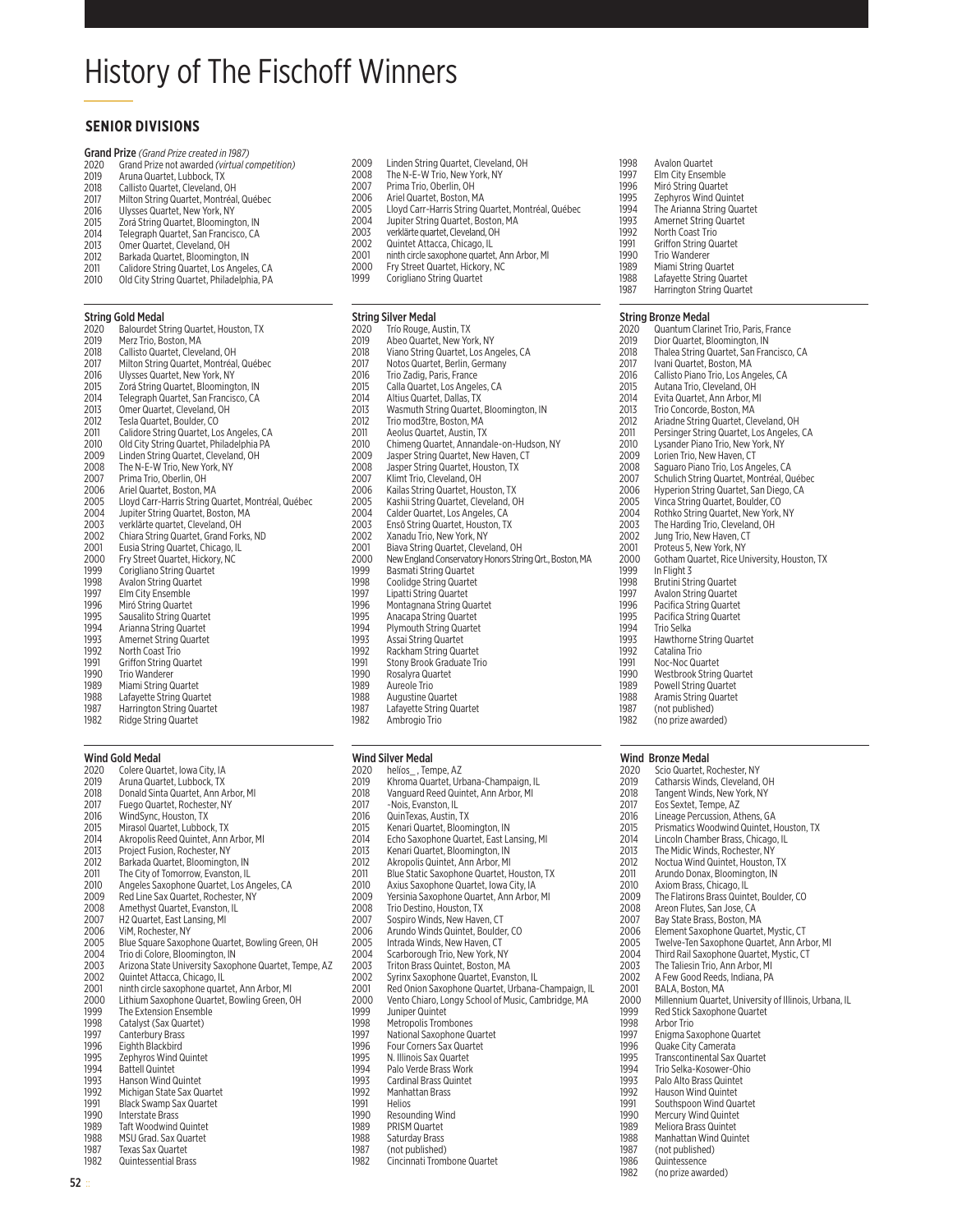# History of The Fischoff Winners

## SENIOR DIVISIONS

### Grand Prize *(Grand Prize created in 1987)*

2020 Grand Prize not awarded *(virtual competition)*
2019 Aruna Quartet, Lubbock, TX
2018 Callisto Quartet, Cleveland, OH
2017 Milton String Quartet, Montréal, Québec
2016 Ulysses Quartet, New York, NY
2015 Zorá String Quartet, Bloomington, IN
2014 Telegraph Quartet, San Francisco, CA
2013 Omer Quartet, Cleveland, OH
2012 Barkada Quartet, Bloomington, IN
2011 Calidore String Quartet, Los Angeles, CA
2010 Old City String Quartet, Philadelphia, PA
2009 Linden String Quartet, Cleveland, OH
2008 The N-E-W Trio, New York, NY
2007 Prima Trio, Oberlin, OH
2006 Ariel Quartet, Boston, MA
2005 Lloyd Carr-Harris String Quartet, Montréal, Québec
2004 Jupiter String Quartet, Boston, MA
2003 verklärte quartet, Cleveland, OH
2002 Quintet Attacca, Chicago, IL
2001 ninth circle saxophone quartet, Ann Arbor, MI
2000 Fry Street Quartet, Hickory, NC
1999 Corigliano String Quartet
1998 Avalon Quartet
1997 Elm City Ensemble
1996 Miró String Quartet
1995 Zephyros Wind Quintet
1994 The Arianna String Quartet
1993 Amernet String Quartet
1992 North Coast Trio
1991 Griffon String Quartet
1990 Trio Wanderer
1989 Miami String Quartet
1988 Lafayette String Quartet
1987 Harrington String Quartet

### String Gold Medal

2020 Balourdet String Quartet, Houston, TX
2019 Merz Trio, Boston, MA
2018 Callisto Quartet, Cleveland, OH
2017 Milton String Quartet, Montréal, Québec
2016 Ulysses Quartet, New York, NY
2015 Zorá String Quartet, Bloomington, IN
2014 Telegraph Quartet, San Francisco, CA
2013 Omer Quartet, Cleveland, OH
2012 Tesla Quartet, Boulder, CO
2011 Calidore String Quartet, Los Angeles, CA
2010 Old City String Quartet, Philadelphia PA
2009 Linden String Quartet, Cleveland, OH
2008 The N-E-W Trio, New York, NY
2007 Prima Trio, Oberlin, OH
2006 Ariel Quartet, Boston, MA
2005 Lloyd Carr-Harris String Quartet, Montréal, Québec
2004 Jupiter String Quartet, Boston, MA
2003 verklärte quartet, Cleveland, OH
2002 Chiara String Quartet, Grand Forks, ND
2001 Eusia String Quartet, Chicago, IL
2000 Fry Street Quartet, Hickory, NC
1999 Corigliano String Quartet
1998 Avalon String Quartet
1997 Elm City Ensemble
1996 Miró String Quartet
1995 Sausalito String Quartet
1994 Arianna String Quartet
1993 Amernet String Quartet
1992 North Coast Trio
1991 Griffon String Quartet
1990 Trio Wanderer
1989 Miami String Quartet
1988 Lafayette String Quartet
1987 Harrington String Quartet
1982 Ridge String Quartet

### String Silver Medal

2020 Trío Rouge, Austin, TX
2019 Abeo Quartet, New York, NY
2018 Viano String Quartet, Los Angeles, CA
2017 Notos Quartet, Berlin, Germany
2016 Trio Zadig, Paris, France
2015 Calla Quartet, Los Angeles, CA
2014 Altius Quartet, Dallas, TX
2013 Wasmuth String Quartet, Bloomington, IN
2012 Trio mod3tre, Boston, MA
2011 Aeolus Quartet, Austin, TX
2010 Chimeng Quartet, Annandale-on-Hudson, NY
2009 Jasper String Quartet, New Haven, CT
2008 Jasper String Quartet, Houston, TX
2007 Klimt Trio, Cleveland, OH
2006 Kailas String Quartet, Houston, TX
2005 Kashii String Quartet, Cleveland, OH
2004 Calder Quartet, Los Angeles, CA
2003 Ensō String Quartet, Houston, TX
2002 Xanadu Trio, New York, NY
2001 Biava String Quartet, Cleveland, OH
2000 New England Conservatory Honors String Qrt., Boston, MA
1999 Basmati String Quartet
1998 Coolidge String Quartet
1997 Lipatti String Quartet
1996 Montagnana String Quartet
1995 Anacapa String Quartet
1994 Plymouth String Quartet
1993 Assai String Quartet
1992 Rackham String Quartet
1991 Stony Brook Graduate Trio
1990 Rosalyra Quartet
1989 Aureole Trio
1988 Augustine Quartet
1987 Lafayette String Quartet
1982 Ambrogio Trio

### String Bronze Medal

2020 Quantum Clarinet Trio, Paris, France
2019 Dior Quartet, Bloomington, IN
2018 Thalea String Quartet, San Francisco, CA
2017 Ivani Quartet, Boston, MA
2016 Callisto Piano Trio, Los Angeles, CA
2015 Autana Trio, Cleveland, OH
2014 Evita Quartet, Ann Arbor, MI
2013 Trio Concorde, Boston, MA
2012 Ariadne String Quartet, Cleveland, OH
2011 Persinger String Quartet, Los Angeles, CA
2010 Lysander Piano Trio, New York, NY
2009 Lorien Trio, New Haven, CT
2008 Saguaro Piano Trio, Los Angeles, CA
2007 Schulich String Quartet, Montréal, Québec
2006 Hyperion String Quartet, San Diego, CA
2005 Vinca String Quartet, Boulder, CO
2004 Rothko String Quartet, New York, NY
2003 The Harding Trio, Cleveland, OH
2002 Jung Trio, New Haven, CT
2001 Proteus 5, New York, NY
2000 Gotham Quartet, Rice University, Houston, TX
1999 In Flight 3
1998 Brutini String Quartet
1997 Avalon String Quartet
1996 Pacifica String Quartet
1995 Pacifica String Quartet
1994 Trio Selka
1993 Hawthorne String Quartet
1992 Catalina Trio
1991 Noc-Noc Quartet
1990 Westbrook String Quartet
1989 Powell String Quartet
1988 Aramis String Quartet
1987 (not published)
1982 (no prize awarded)

### Wind Gold Medal

2020 Colere Quartet, Iowa City, IA
2019 Aruna Quartet, Lubbock, TX
2018 Donald Sinta Quartet, Ann Arbor, MI
2017 Fuego Quartet, Rochester, NY
2016 WindSync, Houston, TX
2015 Mirasol Quartet, Lubbock, TX
2014 Akropolis Reed Quintet, Ann Arbor, MI
2013 Project Fusion, Rochester, NY
2012 Barkada Quartet, Bloomington, IN
2011 The City of Tomorrow, Evanston, IL
2010 Angeles Saxophone Quartet, Los Angeles, CA
2009 Red Line Sax Quartet, Rochester, NY
2008 Amethyst Quartet, Evanston, IL
2007 H2 Quartet, East Lansing, MI
2006 ViM, Rochester, NY
2005 Blue Square Saxophone Quartet, Bowling Green, OH
2004 Trio di Colore, Bloomington, IN
2003 Arizona State University Saxophone Quartet, Tempe, AZ
2002 Quintet Attacca, Chicago, IL
2001 ninth circle saxophone quartet, Ann Arbor, MI
2000 Lithium Saxophone Quartet, Bowling Green, OH
1999 The Extension Ensemble
1998 Catalyst (Sax Quartet)
1997 Canterbury Brass
1996 Eighth Blackbird
1995 Zephyros Wind Quintet
1994 Battell Quintet
1993 Hanson Wind Quintet
1992 Michigan State Sax Quartet
1991 Black Swamp Sax Quartet
1990 Interstate Brass
1989 Taft Woodwind Quintet
1988 MSU Grad. Sax Quartet
1987 Texas Sax Quartet
1982 Quintessential Brass

### Wind Silver Medal

2020 helios_, Tempe, AZ
2019 Khroma Quartet, Urbana-Champaign, IL
2018 Vanguard Reed Quintet, Ann Arbor, MI
2017 -Nois, Evanston, IL
2016 QuinTexas, Austin, TX
2015 Kenari Quartet, Bloomington, IN
2014 Echo Saxophone Quartet, East Lansing, MI
2013 Kenari Quartet, Bloomington, IN
2012 Akropolis Quintet, Ann Arbor, MI
2011 Blue Static Saxophone Quartet, Houston, TX
2010 Axius Saxophone Quartet, Iowa City, IA
2009 Yersinia Saxophone Quartet, Ann Arbor, MI
2008 Trio Destino, Houston, TX
2007 Sospiro Winds, New Haven, CT
2006 Arundo Winds Quintet, Boulder, CO
2005 Intrada Winds, New Haven, CT
2004 Scarborough Trio, New York, NY
2003 Triton Brass Quintet, Boston, MA
2002 Syrinx Saxophone Quartet, Evanston, IL
2001 Red Onion Saxophone Quartet, Urbana-Champaign, IL
2000 Vento Chiaro, Longy School of Music, Cambridge, MA
1999 Juniper Quintet
1998 Metropolis Trombones
1997 National Saxophone Quartet
1996 Four Corners Sax Quartet
1995 N. Illinois Sax Quartet
1994 Palo Verde Brass Work
1993 Cardinal Brass Quintet
1992 Manhattan Brass
1991 Helios
1990 Resounding Wind
1989 PRISM Quartet
1988 Saturday Brass
1987 (not published)
1982 Cincinnati Trombone Quartet

### Wind Bronze Medal

2020 Scio Quartet, Rochester, NY
2019 Catharsis Winds, Cleveland, OH
2018 Tangent Winds, New York, NY
2017 Eos Sextet, Tempe, AZ
2016 Lineage Percussion, Athens, GA
2015 Prismatics Woodwind Quintet, Houston, TX
2014 Lincoln Chamber Brass, Chicago, IL
2013 The Midic Winds, Rochester, NY
2012 Noctua Wind Quintet, Houston, TX
2011 Arundo Donax, Bloomington, IN
2010 Axiom Brass, Chicago, IL
2009 The Flatirons Brass Quintet, Boulder, CO
2008 Areon Flutes, San Jose, CA
2007 Bay State Brass, Boston, MA
2006 Element Saxophone Quartet, Mystic, CT
2005 Twelve-Ten Saxophone Quartet, Ann Arbor, MI
2004 Third Rail Saxophone Quartet, Mystic, CT
2003 The Taliesin Trio, Ann Arbor, MI
2002 A Few Good Reeds, Indiana, PA
2001 BALA, Boston, MA
2000 Millennium Quartet, University of Illinois, Urbana, IL
1999 Red Stick Saxophone Quartet
1998 Arbor Trio
1997 Enigma Saxophone Quartet
1996 Quake City Camerata
1995 Transcontinental Sax Quartet
1994 Trio Selka-Kosower-Ohio
1993 Palo Alto Brass Quintet
1992 Hauson Wind Quintet
1991 Southspoon Wind Quartet
1990 Mercury Wind Quintet
1989 Meliora Brass Quintet
1988 Manhattan Wind Quintet
1987 (not published)
1986 Quintessence
1982 (no prize awarded)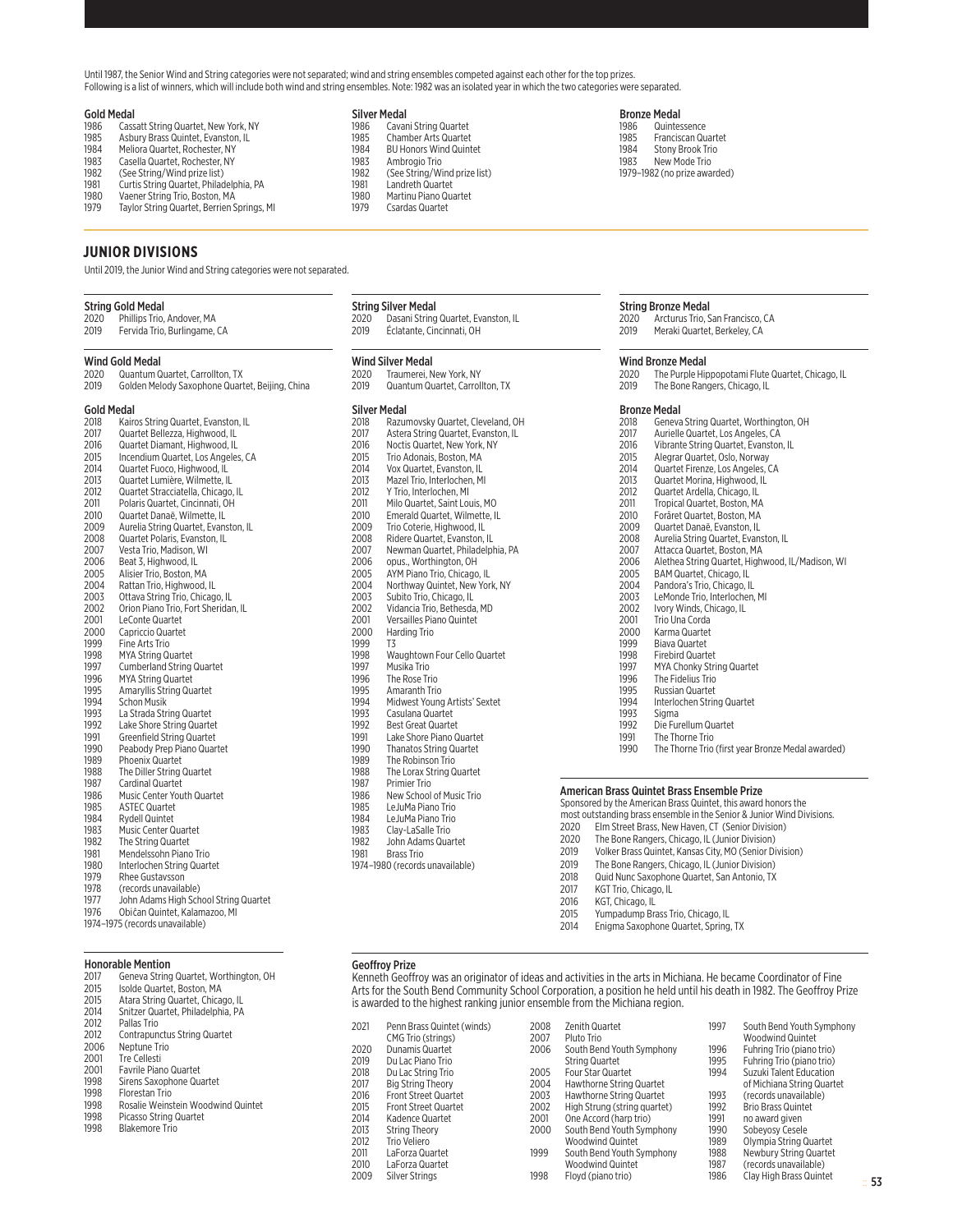Until 1987, the Senior Wind and String categories were not separated; wind and string ensembles competed against each other for the top prizes.
Following is a list of winners, which will include both wind and string ensembles. Note: 1982 was an isolated year in which the two categories were separated.

**Gold Medal**

- 1986 Cassatt String Quartet, New York, NY
- 1985 Asbury Brass Quintet, Evanston, IL
- 1984 Meliora Quartet, Rochester, NY
- 1983 Casella Quartet, Rochester, NY
- 1982 (See String/Wind prize list)
- 1981 Curtis String Quartet, Philadelphia, PA
- 1980 Vaener String Trio, Boston, MA
- 1979 Taylor String Quartet, Berrien Springs, MI

**Silver Medal**

- 1986 Cavani String Quartet
- 1985 Chamber Arts Quartet
- 1984 BU Honors Wind Quintet
- 1983 Ambrogio Trio
- 1982 (See String/Wind prize list)
- 1981 Landreth Quartet
- 1980 Martinu Piano Quartet
- 1979 Csardas Quartet

**Bronze Medal**

- 1986 Quintessence
- 1985 Franciscan Quartet
- 1984 Stony Brook Trio
- 1983 New Mode Trio
- 1979–1982 (no prize awarded)

## JUNIOR DIVISIONS

Until 2019, the Junior Wind and String categories were not separated.

**String Gold Medal**

- 2020 Phillips Trio, Andover, MA
- 2019 Fervida Trio, Burlingame, CA

**String Silver Medal**

- 2020 Dasani String Quartet, Evanston, IL
- 2019 Éclatante, Cincinnati, OH

**String Bronze Medal**

- 2020 Arcturus Trio, San Francisco, CA
- 2019 Meraki Quartet, Berkeley, CA

**Wind Gold Medal**

- 2020 Quantum Quartet, Carrollton, TX
- 2019 Golden Melody Saxophone Quartet, Beijing, China

**Wind Silver Medal**

- 2020 Traumerei, New York, NY
- 2019 Quantum Quartet, Carrollton, TX

**Wind Bronze Medal**

- 2020 The Purple Hippopotami Flute Quartet, Chicago, IL
- 2019 The Bone Rangers, Chicago, IL

**Gold Medal**

- 2018 Kairos String Quartet, Evanston, IL
- 2017 Quartet Bellezza, Highwood, IL
- 2016 Quartet Diamant, Highwood, IL
- 2015 Incendium Quartet, Los Angeles, CA
- 2014 Quartet Fuoco, Highwood, IL
- 2013 Quartet Lumière, Wilmette, IL
- 2012 Quartet Stracciatella, Chicago, IL
- 2011 Polaris Quartet, Cincinnati, OH
- 2010 Quartet Danaë, Wilmette, IL
- 2009 Aurelia String Quartet, Evanston, IL
- 2008 Quartet Polaris, Evanston, IL
- 2007 Vesta Trio, Madison, WI
- 2006 Beat 3, Highwood, IL
- 2005 Alisier Trio, Boston, MA
- 2004 Rattan Trio, Highwood, IL
- 2003 Ottava String Trio, Chicago, IL
- 2002 Orion Piano Trio, Fort Sheridan, IL
- 2001 LeConte Quartet
- 2000 Capriccio Quartet
- 1999 Fine Arts Trio
- 1998 MYA String Quartet
- 1997 Cumberland String Quartet
- 1996 MYA String Quartet
- 1995 Amaryllis String Quartet
- 1994 Schon Musik
- 1993 La Strada String Quartet
- 1992 Lake Shore String Quartet
- 1991 Greenfield String Quartet
- 1990 Peabody Prep Piano Quartet
- 1989 Phoenix Quartet
- 1988 The Diller String Quartet
- 1987 Cardinal Quartet
- 1986 Music Center Youth Quartet
- 1985 ASTEC Quartet
- 1984 Rydell Quintet
- 1983 Music Center Quartet
- 1982 The String Quartet
- 1981 Mendelssohn Piano Trio
- 1980 Interlochen String Quartet
- 1979 Rhee Gustavsson
- 1978 (records unavailable)
- 1977 John Adams High School String Quartet
- 1976 Običan Quintet, Kalamazoo, MI
- 1974–1975 (records unavailable)

**Silver Medal**

- 2018 Razumovsky Quartet, Cleveland, OH
- 2017 Astera String Quartet, Evanston, IL
- 2016 Noctis Quartet, New York, NY
- 2015 Trio Adonais, Boston, MA
- 2014 Vox Quartet, Evanston, IL
- 2013 Mazel Trio, Interlochen, MI
- 2012 Y Trio, Interlochen, MI
- 2011 Milo Quartet, Saint Louis, MO
- 2010 Emerald Quartet, Wilmette, IL
- 2009 Trio Coterie, Highwood, IL
- 2008 Ridere Quartet, Evanston, IL
- 2007 Newman Quartet, Philadelphia, PA
- 2006 opus., Worthington, OH
- 2005 AYM Piano Trio, Chicago, IL
- 2004 Northway Quintet, New York, NY
- 2003 Subito Trio, Chicago, IL
- 2002 Vidancia Trio, Bethesda, MD
- 2001 Versailles Piano Quintet
- 2000 Harding Trio
- 1999 T3
- 1998 Waughtown Four Cello Quartet
- 1997 Musika Trio
- 1996 The Rose Trio
- 1995 Amaranth Trio
- 1994 Midwest Young Artists' Sextet
- 1993 Casulana Quartet
- 1992 Best Great Quartet
- 1991 Lake Shore Piano Quartet
- 1990 Thanatos String Quartet
- 1989 The Robinson Trio
- 1988 The Lorax String Quartet
- 1987 Primier Trio
- 1986 New School of Music Trio
- 1985 LeJuMa Piano Trio
- 1984 LeJuMa Piano Trio
- 1983 Clay-LaSalle Trio
- 1982 John Adams Quartet
- 1981 Brass Trio
- 1974–1980 (records unavailable)

**Bronze Medal**

- 2018 Geneva String Quartet, Worthington, OH
- 2017 Aurielle Quartet, Los Angeles, CA
- 2016 Vibrante String Quartet, Evanston, IL
- 2015 Alegrar Quartet, Oslo, Norway
- 2014 Quartet Firenze, Los Angeles, CA
- 2013 Quartet Morina, Highwood, IL
- 2012 Quartet Ardella, Chicago, IL
- 2011 Tropical Quartet, Boston, MA
- 2010 Forâret Quartet, Boston, MA
- 2009 Quartet Danaë, Evanston, IL
- 2008 Aurelia String Quartet, Evanston, IL
- 2007 Attacca Quartet, Boston, MA
- 2006 Alethea String Quartet, Highwood, IL/Madison, WI
- 2005 BAM Quartet, Chicago, IL
- 2004 Pandora's Trio, Chicago, IL
- 2003 LeMonde Trio, Interlochen, MI
- 2002 Ivory Winds, Chicago, IL
- 2001 Trio Una Corda
- 2000 Karma Quartet
- 1999 Biava Quartet
- 1998 Firebird Quartet
- 1997 MYA Chonky String Quartet
- 1996 The Fidelius Trio
- 1995 Russian Quartet
- 1994 Interlochen String Quartet
- 1993 Sigma
- 1992 Die Furellum Quartet
- 1991 The Thorne Trio
- 1990 The Thorne Trio (first year Bronze Medal awarded)

**American Brass Quintet Brass Ensemble Prize**

Sponsored by the American Brass Quintet, this award honors the most outstanding brass ensemble in the Senior & Junior Wind Divisions.

- 2020 Elm Street Brass, New Haven, CT (Senior Division)
- 2020 The Bone Rangers, Chicago, IL (Junior Division)
- 2019 Volker Brass Quintet, Kansas City, MO (Senior Division)
- 2019 The Bone Rangers, Chicago, IL (Junior Division)
- 2018 Quid Nunc Saxophone Quartet, San Antonio, TX
- 2017 KGT Trio, Chicago, IL
- 2016 KGT, Chicago, IL
- 2015 Yumpadump Brass Trio, Chicago, IL
- 2014 Enigma Saxophone Quartet, Spring, TX

**Honorable Mention**

- 2017 Geneva String Quartet, Worthington, OH
- 2015 Isolde Quartet, Boston, MA
- 2015 Atara String Quartet, Chicago, IL
- 2014 Snitzer Quartet, Philadelphia, PA
- 2012 Pallas Trio
- 2012 Contrapunctus String Quartet
- 2006 Neptune Trio
- 2001 Tre Cellesti
- 2001 Favrile Piano Quartet
- 1998 Sirens Saxophone Quartet
- 1998 Florestan Trio
- 1998 Rosalie Weinstein Woodwind Quintet
- 1998 Picasso String Quartet
- 1998 Blakemore Trio

**Geoffroy Prize**

Kenneth Geoffroy was an originator of ideas and activities in the arts in Michiana. He became Coordinator of Fine Arts for the South Bend Community School Corporation, a position he held until his death in 1982. The Geoffroy Prize is awarded to the highest ranking junior ensemble from the Michiana region.

- 2021 Penn Brass Quintet (winds)
- CMG Trio (strings)
- 2020 Dunamis Quartet
- 2019 Du Lac Piano Trio
- 2018 Du Lac String Trio
- 2017 Big String Theory
- 2016 Front Street Quartet
- 2015 Front Street Quartet
- 2014 Kadence Quartet
- 2013 String Theory
- 2012 Trio Veliero
- 2011 LaForza Quartet
- 2010 LaForza Quartet
- 2009 Silver Strings
- 2008 Zenith Quartet
- 2007 Pluto Trio
- 2006 South Bend Youth Symphony String Quartet
- 2005 Four Star Quartet
- 2004 Hawthorne String Quartet
- 2003 Hawthorne String Quartet
- 2002 High Strung (string quartet)
- 2001 One Accord (harp trio)
- 2000 South Bend Youth Symphony Woodwind Quintet
- 1999 South Bend Youth Symphony Woodwind Quintet
- 1998 Floyd (piano trio)
- 1997 South Bend Youth Symphony Woodwind Quintet
- 1996 Fuhring Trio (piano trio)
- 1995 Fuhring Trio (piano trio)
- 1994 Suzuki Talent Education of Michiana String Quartet
- 1993 (records unavailable)
- 1992 Brio Brass Quintet
- 1991 no award given
- 1990 Sobeyosy Cesele
- 1989 Olympia String Quartet
- 1988 Newbury String Quartet
- 1987 (records unavailable)
- 1986 Clay High Brass Quintet